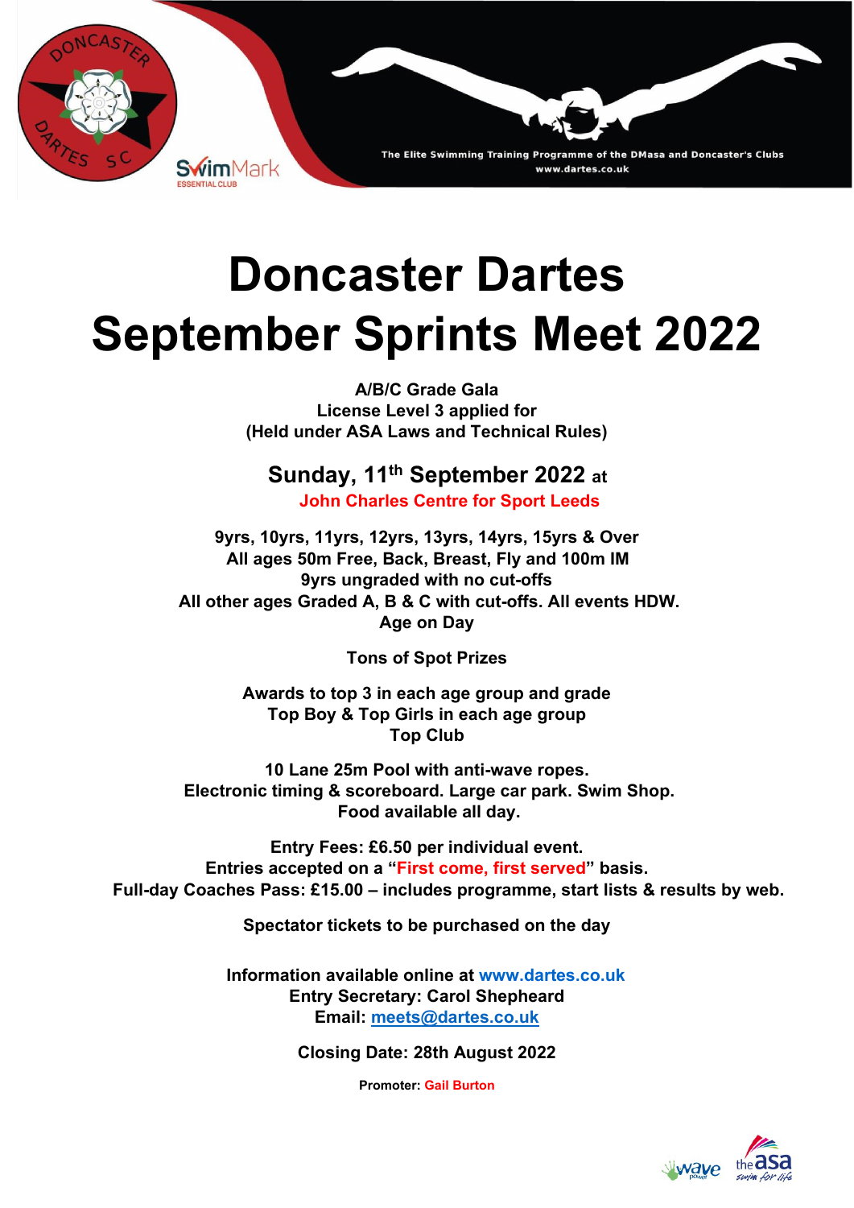The Elite Swimming Training Programme of the DMasa and Doncaster's Clubs
www.dartes.co.uk

# Doncaster Dartes September Sprints Meet 2022

**A/B/C Grade Gala**
**License Level 3 applied for**
**(Held under ASA Laws and Technical Rules)**

## Sunday, 11th September 2022 at
**John Charles Centre for Sport Leeds**

**9yrs, 10yrs, 11yrs, 12yrs, 13yrs, 14yrs, 15yrs & Over**
**All ages 50m Free, Back, Breast, Fly and 100m IM**
**9yrs ungraded with no cut-offs**
**All other ages Graded A, B & C with cut-offs. All events HDW.**
**Age on Day**

**Tons of Spot Prizes**

**Awards to top 3 in each age group and grade**
**Top Boy & Top Girls in each age group**
**Top Club**

**10 Lane 25m Pool with anti-wave ropes.**
**Electronic timing & scoreboard. Large car park. Swim Shop.**
**Food available all day.**

**Entry Fees: £6.50 per individual event.**
**Entries accepted on a "First come, first served" basis.**
**Full-day Coaches Pass: £15.00 – includes programme, start lists & results by web.**

**Spectator tickets to be purchased on the day**

**Information available online at www.dartes.co.uk**
**Entry Secretary: Carol Shepheard**
**Email: meets@dartes.co.uk**

**Closing Date: 28th August 2022**

**Promoter: Gail Burton**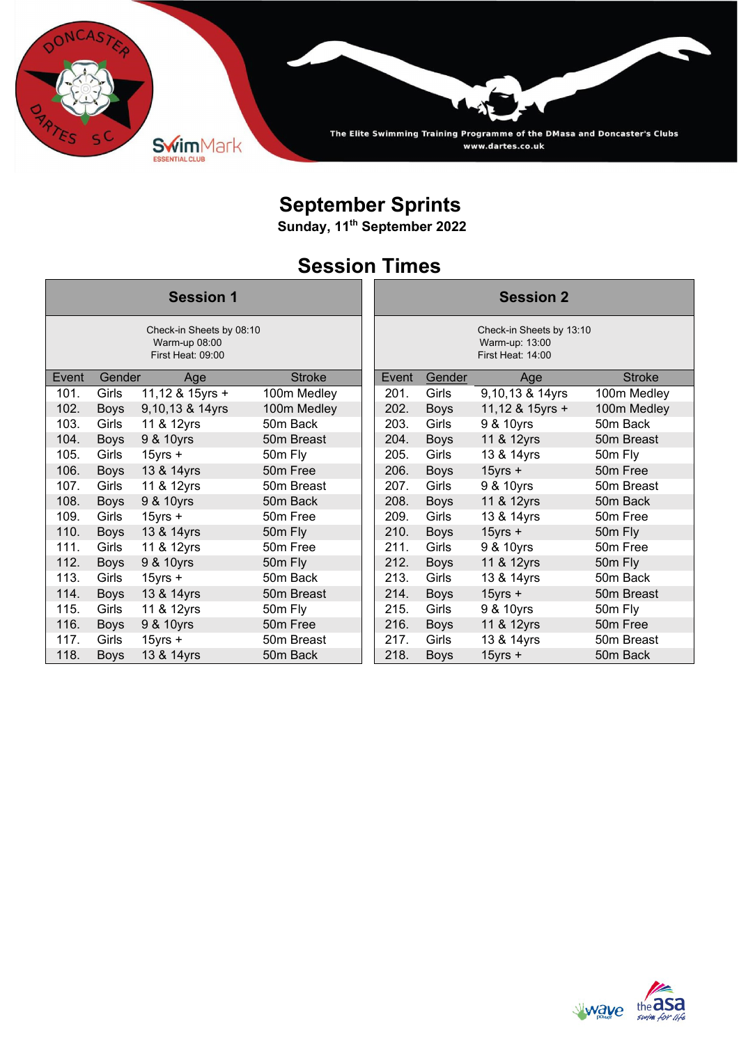# September Sprints

**Sunday, 11th September 2022**

## Session Times

### Session 1

Check-in Sheets by 08:10
Warm-up 08:00
First Heat: 09:00

| Event | Gender | Age | Stroke |
|---|---|---|---|
| 101. | Girls | 11,12 & 15yrs + | 100m Medley |
| 102. | Boys | 9,10,13 & 14yrs | 100m Medley |
| 103. | Girls | 11 & 12yrs | 50m Back |
| 104. | Boys | 9 & 10yrs | 50m Breast |
| 105. | Girls | 15yrs + | 50m Fly |
| 106. | Boys | 13 & 14yrs | 50m Free |
| 107. | Girls | 11 & 12yrs | 50m Breast |
| 108. | Boys | 9 & 10yrs | 50m Back |
| 109. | Girls | 15yrs + | 50m Free |
| 110. | Boys | 13 & 14yrs | 50m Fly |
| 111. | Girls | 11 & 12yrs | 50m Free |
| 112. | Boys | 9 & 10yrs | 50m Fly |
| 113. | Girls | 15yrs + | 50m Back |
| 114. | Boys | 13 & 14yrs | 50m Breast |
| 115. | Girls | 11 & 12yrs | 50m Fly |
| 116. | Boys | 9 & 10yrs | 50m Free |
| 117. | Girls | 15yrs + | 50m Breast |
| 118. | Boys | 13 & 14yrs | 50m Back |

### Session 2

Check-in Sheets by 13:10
Warm-up: 13:00
First Heat: 14:00

| Event | Gender | Age | Stroke |
|---|---|---|---|
| 201. | Girls | 9,10,13 & 14yrs | 100m Medley |
| 202. | Boys | 11,12 & 15yrs + | 100m Medley |
| 203. | Girls | 9 & 10yrs | 50m Back |
| 204. | Boys | 11 & 12yrs | 50m Breast |
| 205. | Girls | 13 & 14yrs | 50m Fly |
| 206. | Boys | 15yrs + | 50m Free |
| 207. | Girls | 9 & 10yrs | 50m Breast |
| 208. | Boys | 11 & 12yrs | 50m Back |
| 209. | Girls | 13 & 14yrs | 50m Free |
| 210. | Boys | 15yrs + | 50m Fly |
| 211. | Girls | 9 & 10yrs | 50m Free |
| 212. | Boys | 11 & 12yrs | 50m Fly |
| 213. | Girls | 13 & 14yrs | 50m Back |
| 214. | Boys | 15yrs + | 50m Breast |
| 215. | Girls | 9 & 10yrs | 50m Fly |
| 216. | Boys | 11 & 12yrs | 50m Free |
| 217. | Girls | 13 & 14yrs | 50m Breast |
| 218. | Boys | 15yrs + | 50m Back |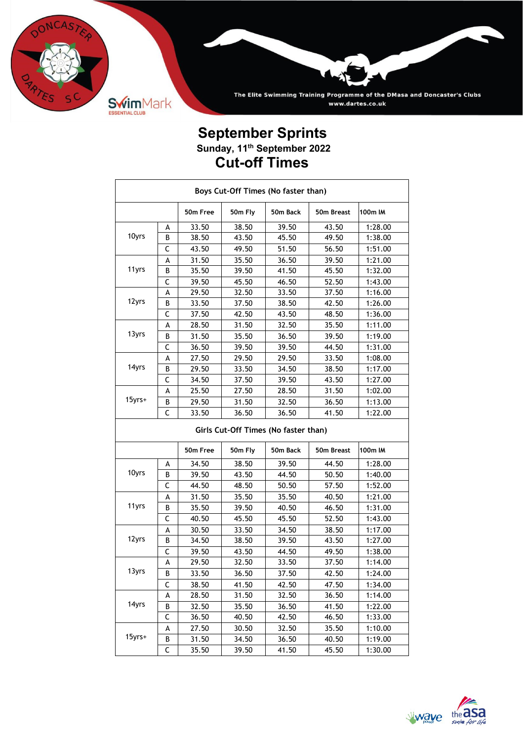# September Sprints

**Sunday, 11th September 2022**

## Cut-off Times

| Boys Cut-Off Times (No faster than) | | | | | | |
|---|---|---|---|---|---|---|
| | | 50m Free | 50m Fly | 50m Back | 50m Breast | 100m IM |
| 10yrs | A | 33.50 | 38.50 | 39.50 | 43.50 | 1:28.00 |
| | B | 38.50 | 43.50 | 45.50 | 49.50 | 1:38.00 |
| | C | 43.50 | 49.50 | 51.50 | 56.50 | 1:51.00 |
| 11yrs | A | 31.50 | 35.50 | 36.50 | 39.50 | 1:21.00 |
| | B | 35.50 | 39.50 | 41.50 | 45.50 | 1:32.00 |
| | C | 39.50 | 45.50 | 46.50 | 52.50 | 1:43.00 |
| 12yrs | A | 29.50 | 32.50 | 33.50 | 37.50 | 1:16.00 |
| | B | 33.50 | 37.50 | 38.50 | 42.50 | 1:26.00 |
| | C | 37.50 | 42.50 | 43.50 | 48.50 | 1:36.00 |
| 13yrs | A | 28.50 | 31.50 | 32.50 | 35.50 | 1:11.00 |
| | B | 31.50 | 35.50 | 36.50 | 39.50 | 1:19.00 |
| | C | 36.50 | 39.50 | 39.50 | 44.50 | 1:31.00 |
| 14yrs | A | 27.50 | 29.50 | 29.50 | 33.50 | 1:08.00 |
| | B | 29.50 | 33.50 | 34.50 | 38.50 | 1:17.00 |
| | C | 34.50 | 37.50 | 39.50 | 43.50 | 1:27.00 |
| 15yrs+ | A | 25.50 | 27.50 | 28.50 | 31.50 | 1:02.00 |
| | B | 29.50 | 31.50 | 32.50 | 36.50 | 1:13.00 |
| | C | 33.50 | 36.50 | 36.50 | 41.50 | 1:22.00 |

| Girls Cut-Off Times (No faster than) | | | | | | |
|---|---|---|---|---|---|---|
| | | 50m Free | 50m Fly | 50m Back | 50m Breast | 100m IM |
| 10yrs | A | 34.50 | 38.50 | 39.50 | 44.50 | 1:28.00 |
| | B | 39.50 | 43.50 | 44.50 | 50.50 | 1:40.00 |
| | C | 44.50 | 48.50 | 50.50 | 57.50 | 1:52.00 |
| 11yrs | A | 31.50 | 35.50 | 35.50 | 40.50 | 1:21.00 |
| | B | 35.50 | 39.50 | 40.50 | 46.50 | 1:31.00 |
| | C | 40.50 | 45.50 | 45.50 | 52.50 | 1:43.00 |
| 12yrs | A | 30.50 | 33.50 | 34.50 | 38.50 | 1:17.00 |
| | B | 34.50 | 38.50 | 39.50 | 43.50 | 1:27.00 |
| | C | 39.50 | 43.50 | 44.50 | 49.50 | 1:38.00 |
| 13yrs | A | 29.50 | 32.50 | 33.50 | 37.50 | 1:14.00 |
| | B | 33.50 | 36.50 | 37.50 | 42.50 | 1:24.00 |
| | C | 38.50 | 41.50 | 42.50 | 47.50 | 1:34.00 |
| 14yrs | A | 28.50 | 31.50 | 32.50 | 36.50 | 1:14.00 |
| | B | 32.50 | 35.50 | 36.50 | 41.50 | 1:22.00 |
| | C | 36.50 | 40.50 | 42.50 | 46.50 | 1:33.00 |
| 15yrs+ | A | 27.50 | 30.50 | 32.50 | 35.50 | 1:10.00 |
| | B | 31.50 | 34.50 | 36.50 | 40.50 | 1:19.00 |
| | C | 35.50 | 39.50 | 41.50 | 45.50 | 1:30.00 |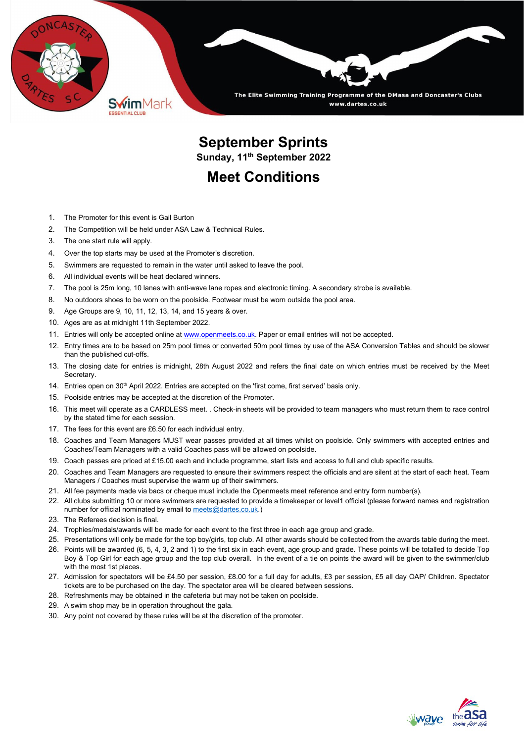The Elite Swimming Training Programme of the DMasa and Doncaster's Clubs
www.dartes.co.uk

# September Sprints

**Sunday, 11th September 2022**

# Meet Conditions

1. The Promoter for this event is Gail Burton
2. The Competition will be held under ASA Law & Technical Rules.
3. The one start rule will apply.
4. Over the top starts may be used at the Promoter's discretion.
5. Swimmers are requested to remain in the water until asked to leave the pool.
6. All individual events will be heat declared winners.
7. The pool is 25m long, 10 lanes with anti-wave lane ropes and electronic timing. A secondary strobe is available.
8. No outdoors shoes to be worn on the poolside. Footwear must be worn outside the pool area.
9. Age Groups are 9, 10, 11, 12, 13, 14, and 15 years & over.
10. Ages are as at midnight 11th September 2022.
11. Entries will only be accepted online at www.openmeets.co.uk. Paper or email entries will not be accepted.
12. Entry times are to be based on 25m pool times or converted 50m pool times by use of the ASA Conversion Tables and should be slower than the published cut-offs.
13. The closing date for entries is midnight, 28th August 2022 and refers the final date on which entries must be received by the Meet Secretary.
14. Entries open on 30th April 2022. Entries are accepted on the 'first come, first served' basis only.
15. Poolside entries may be accepted at the discretion of the Promoter.
16. This meet will operate as a CARDLESS meet. . Check-in sheets will be provided to team managers who must return them to race control by the stated time for each session.
17. The fees for this event are £6.50 for each individual entry.
18. Coaches and Team Managers MUST wear passes provided at all times whilst on poolside. Only swimmers with accepted entries and Coaches/Team Managers with a valid Coaches pass will be allowed on poolside.
19. Coach passes are priced at £15.00 each and include programme, start lists and access to full and club specific results.
20. Coaches and Team Managers are requested to ensure their swimmers respect the officials and are silent at the start of each heat. Team Managers / Coaches must supervise the warm up of their swimmers.
21. All fee payments made via bacs or cheque must include the Openmeets meet reference and entry form number(s).
22. All clubs submitting 10 or more swimmers are requested to provide a timekeeper or level1 official (please forward names and registration number for official nominated by email to meets@dartes.co.uk.)
23. The Referees decision is final.
24. Trophies/medals/awards will be made for each event to the first three in each age group and grade.
25. Presentations will only be made for the top boy/girls, top club. All other awards should be collected from the awards table during the meet.
26. Points will be awarded (6, 5, 4, 3, 2 and 1) to the first six in each event, age group and grade. These points will be totalled to decide Top Boy & Top Girl for each age group and the top club overall. In the event of a tie on points the award will be given to the swimmer/club with the most 1st places.
27. Admission for spectators will be £4.50 per session, £8.00 for a full day for adults, £3 per session, £5 all day OAP/ Children. Spectator tickets are to be purchased on the day. The spectator area will be cleared between sessions.
28. Refreshments may be obtained in the cafeteria but may not be taken on poolside.
29. A swim shop may be in operation throughout the gala.
30. Any point not covered by these rules will be at the discretion of the promoter.